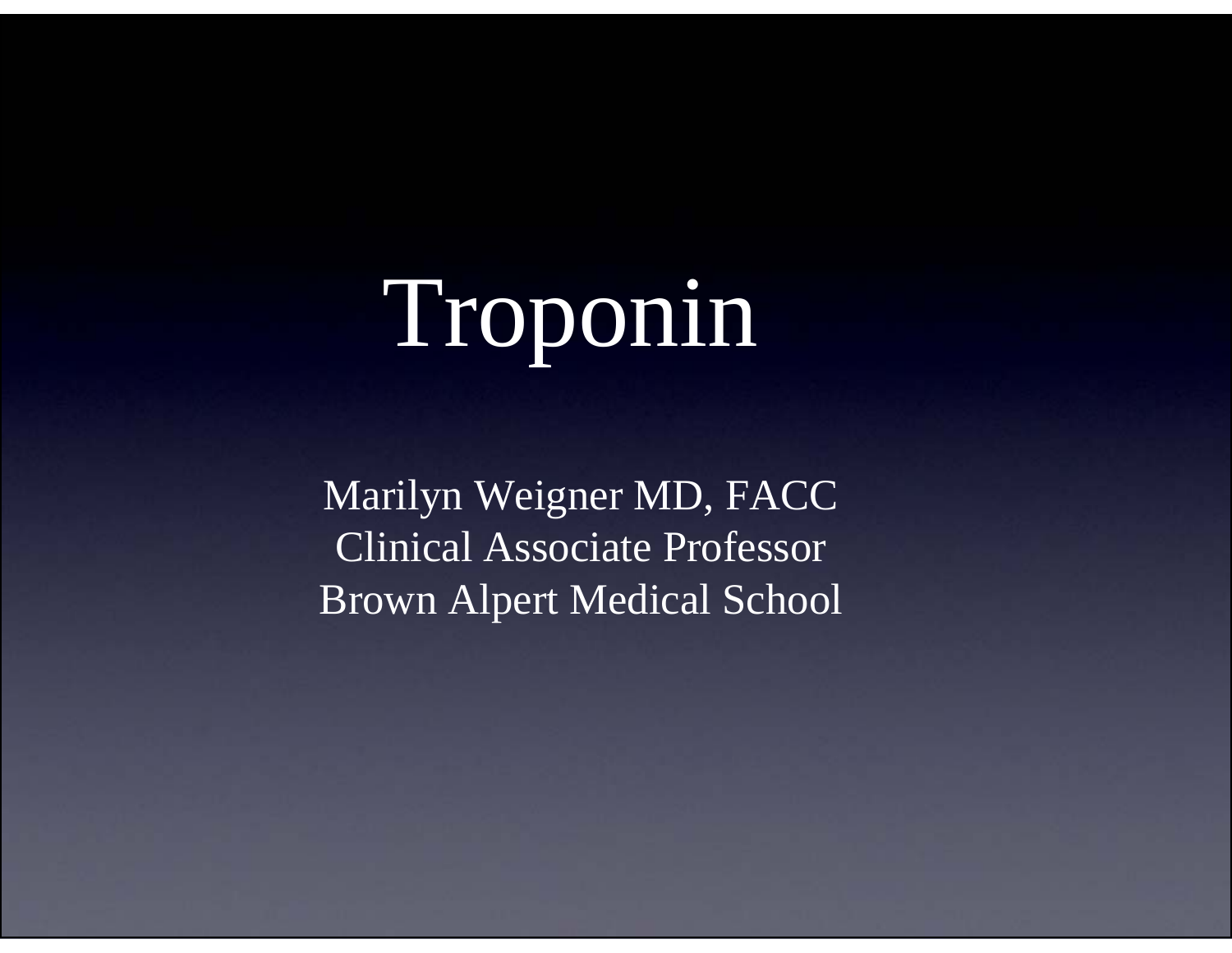# Troponin

Marilyn Weigner MD, FACC
Clinical Associate Professor
Brown Alpert Medical School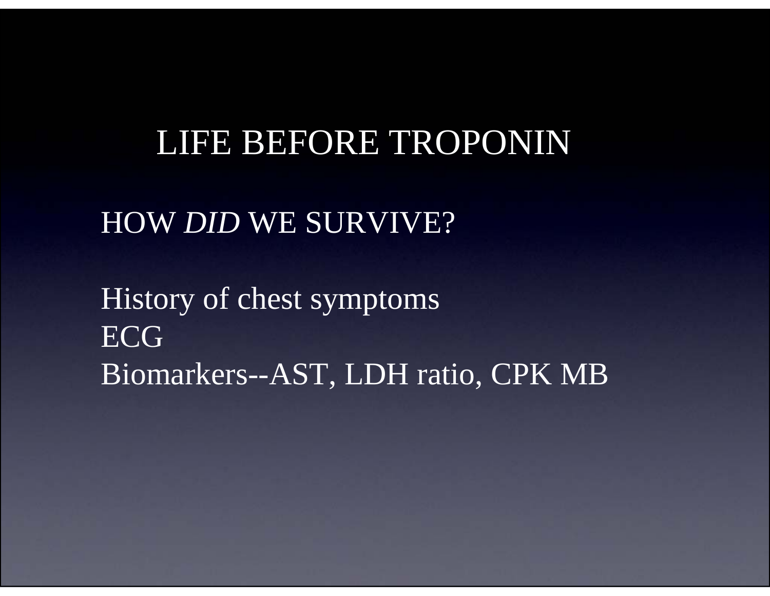# LIFE BEFORE TROPONIN

HOW *DID* WE SURVIVE?

History of chest symptoms
ECG
Biomarkers--AST, LDH ratio, CPK MB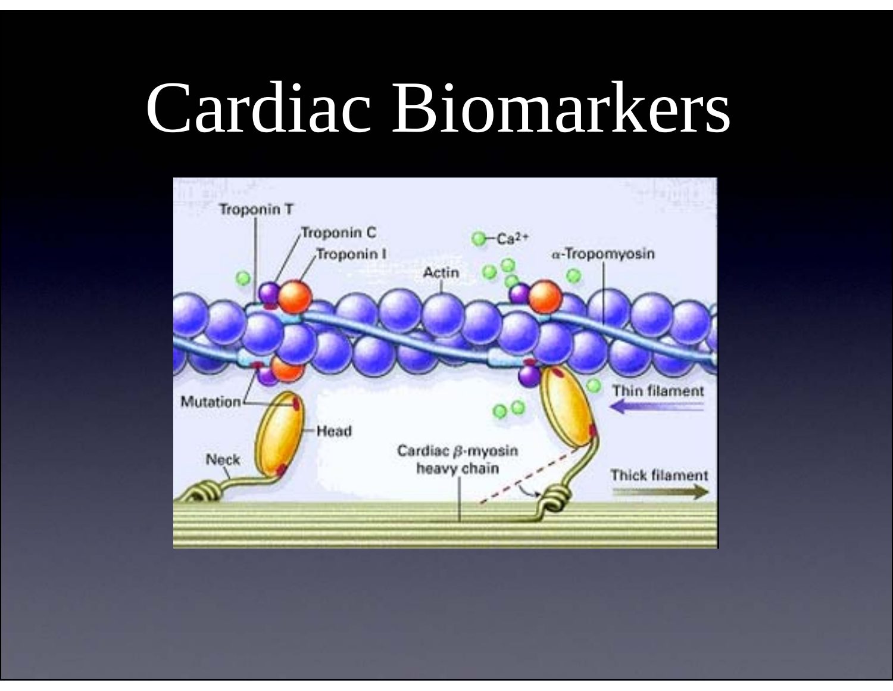# Cardiac Biomarkers

Troponin T

Troponin C

Troponin I

Actin

$Ca^{2+}$

α-Tropomyosin

Mutation

Head

Neck

Cardiac β-myosin heavy chain

Thin filament

Thick filament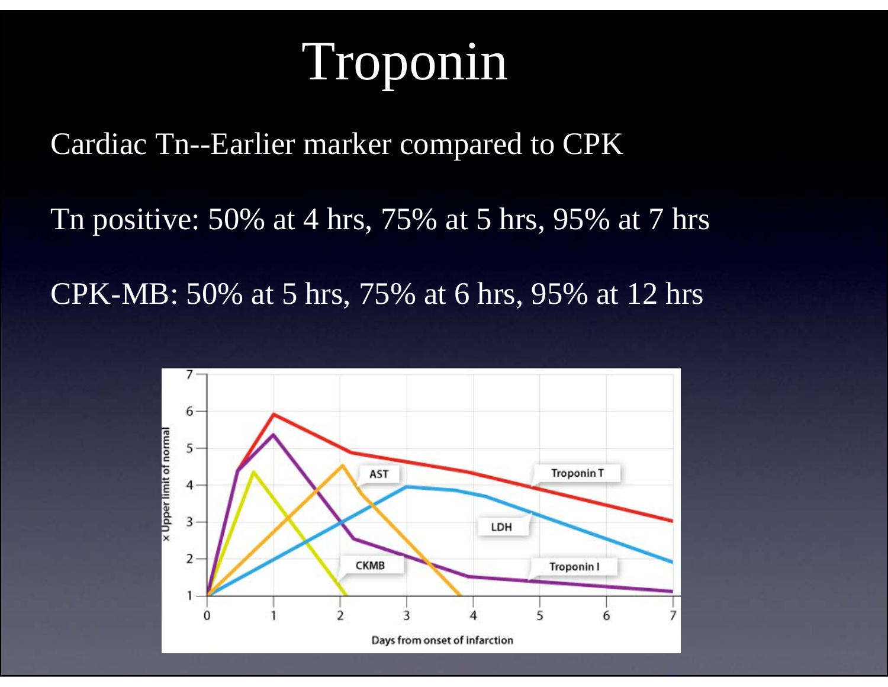# Troponin

Cardiac Tn--Earlier marker compared to CPK

Tn positive: 50% at 4 hrs, 75% at 5 hrs, 95% at 7 hrs

CPK-MB: 50% at 5 hrs, 75% at 6 hrs, 95% at 12 hrs

× Upper limit of normal

7
6
5
4
3
2
1

0 1 2 3 4 5 6 7

Days from onset of infarction

AST

Troponin T

LDH

CKMB

Troponin I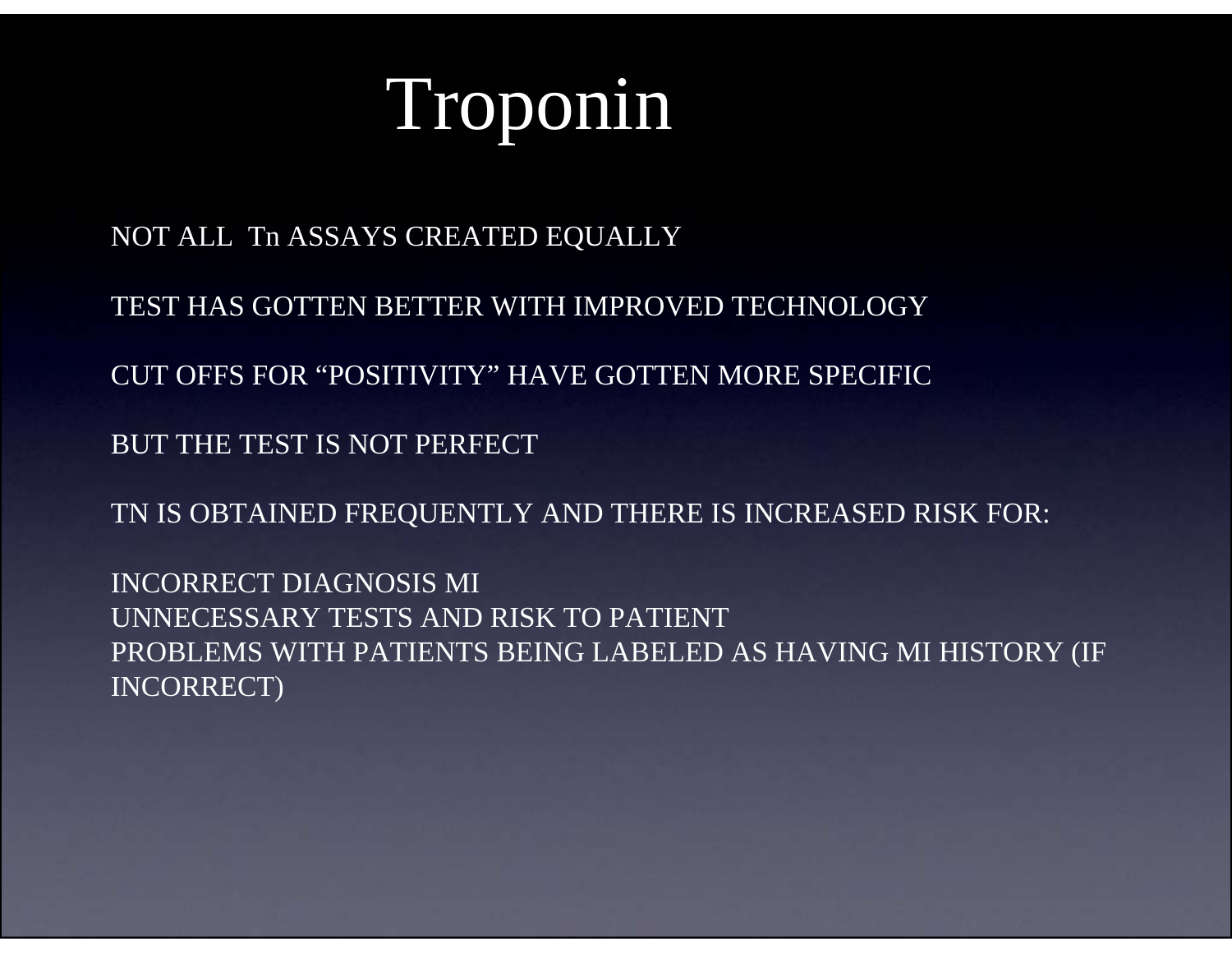# Troponin

NOT ALL Tn ASSAYS CREATED EQUALLY

TEST HAS GOTTEN BETTER WITH IMPROVED TECHNOLOGY

CUT OFFS FOR "POSITIVITY" HAVE GOTTEN MORE SPECIFIC

BUT THE TEST IS NOT PERFECT

TN IS OBTAINED FREQUENTLY AND THERE IS INCREASED RISK FOR:

INCORRECT DIAGNOSIS MI
UNNECESSARY TESTS AND RISK TO PATIENT
PROBLEMS WITH PATIENTS BEING LABELED AS HAVING MI HISTORY (IF INCORRECT)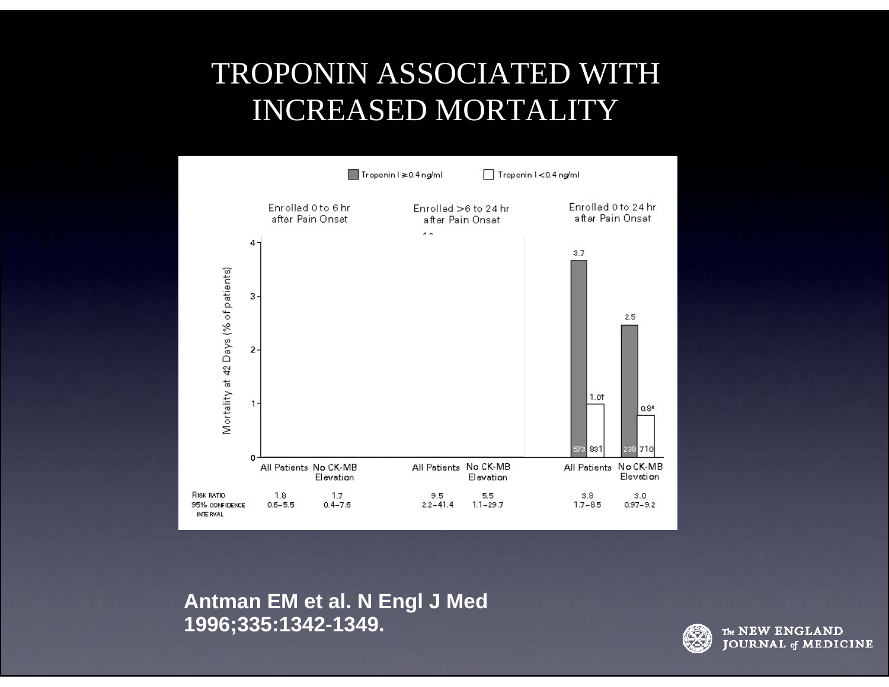# TROPONIN ASSOCIATED WITH INCREASED MORTALITY

Troponin I ≥0.4 ng/ml

Troponin I <0.4 ng/ml

Enrolled 0 to 6 hr after Pain Onset

Enrolled >6 to 24 hr after Pain Onset

Enrolled 0 to 24 hr after Pain Onset

Mortality at 42 Days (% of patients)

4

3

2

1

0

3.7

1.0†

2.5

0.8*

573 831

238 710

All Patients No CK-MB Elevation

All Patients No CK-MB Elevation

All Patients No CK-MB Elevation

RISK RATIO 1.8 1.7 9.5 5.5 3.8 3.0

95% CONFIDENCE INTERVAL 0.6–5.5 0.4–7.6 2.2–41.4 1.1–29.7 1.7–8.5 0.97–9.2

**Antman EM et al. N Engl J Med 1996;335:1342-1349.**

The NEW ENGLAND JOURNAL of MEDICINE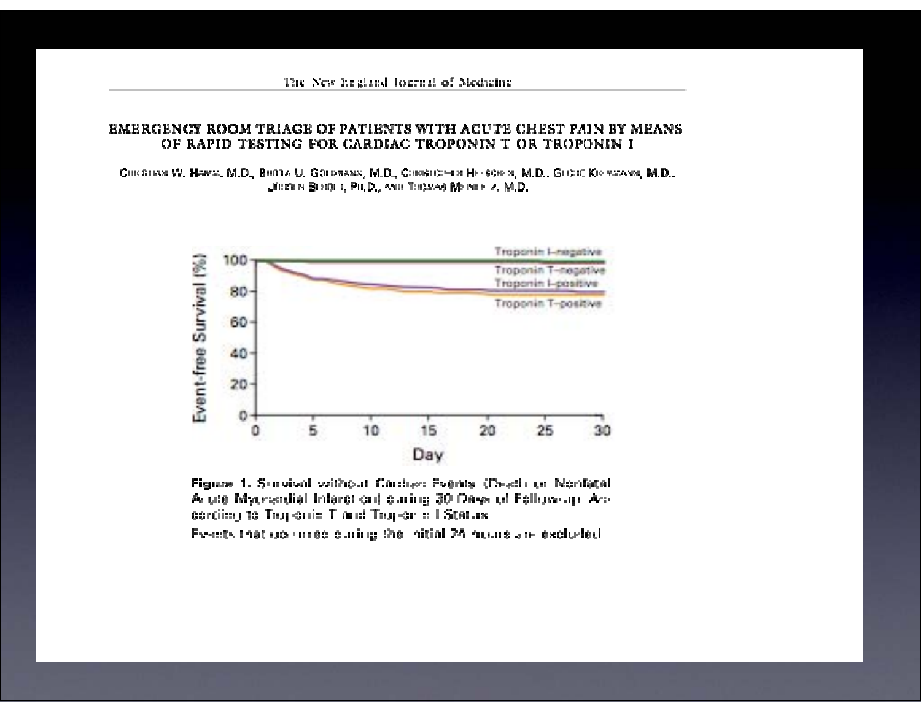# EMERGENCY ROOM TRIAGE OF PATIENTS WITH ACUTE CHEST PAIN BY MEANS OF RAPID TESTING FOR CARDIAC TROPONIN T OR TROPONIN I

Christian W. Hamm, M.D., Britta U. Goldmann, M.D., Christopher Heeschen, M.D., Gerd Kreymann, M.D., Jürgen Berger, Ph.D., and Thomas Meinertz, M.D.

Event-free Survival (%)

100
80
60
40
20
0

0 5 10 15 20 25 30

Day

Troponin I–negative
Troponin T–negative
Troponin I–positive
Troponin T–positive

**Figure 1.** Survival without Cardiac Events (Death or Nonfatal Acute Myocardial Infarction) during 30 Days of Follow-up According to Troponin T and Troponin I Status.

Events that occurred during the initial 24 hours are excluded.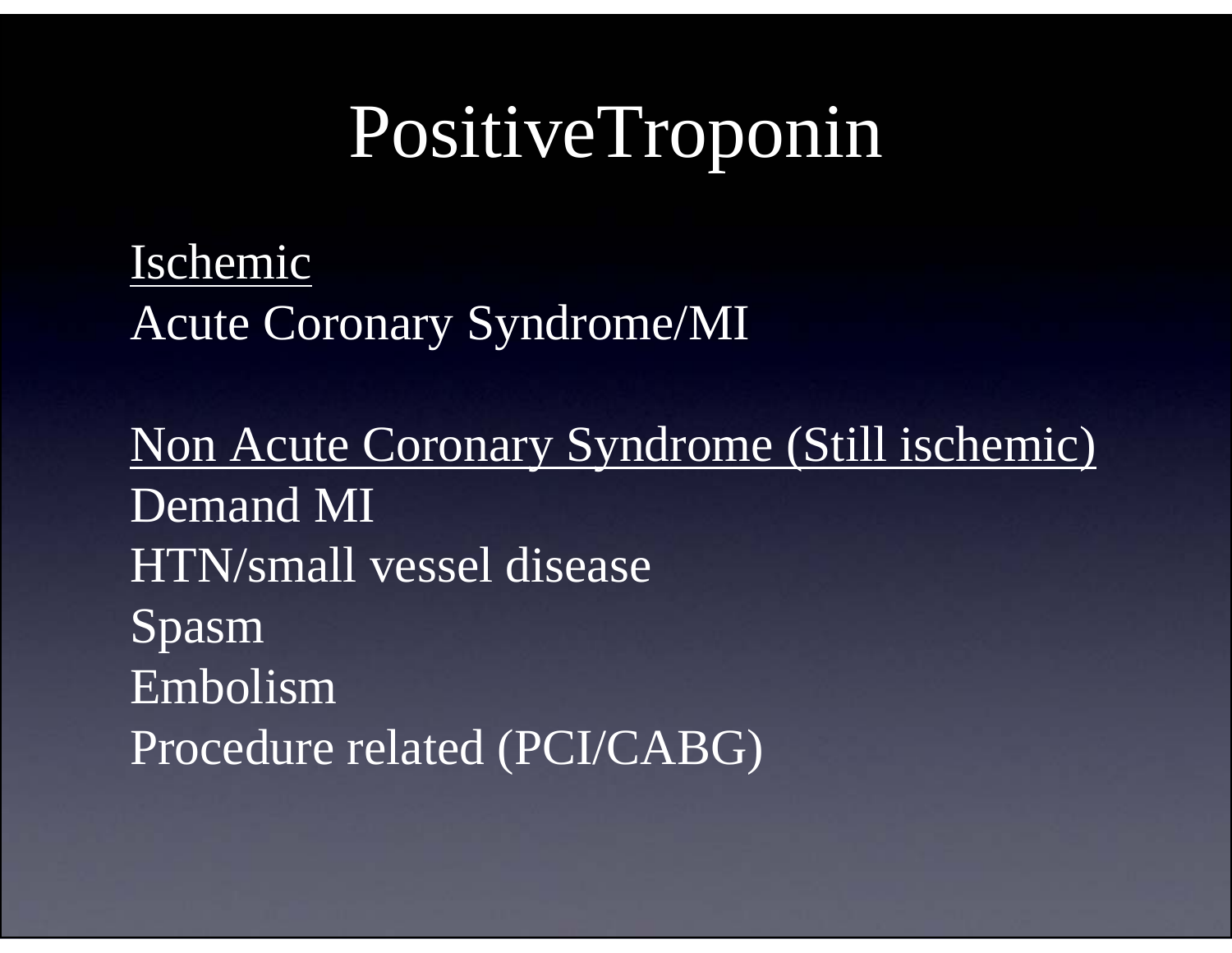# PositiveTroponin

<u>Ischemic</u>

Acute Coronary Syndrome/MI

<u>Non Acute Coronary Syndrome (Still ischemic)</u>

Demand MI

HTN/small vessel disease

Spasm

Embolism

Procedure related (PCI/CABG)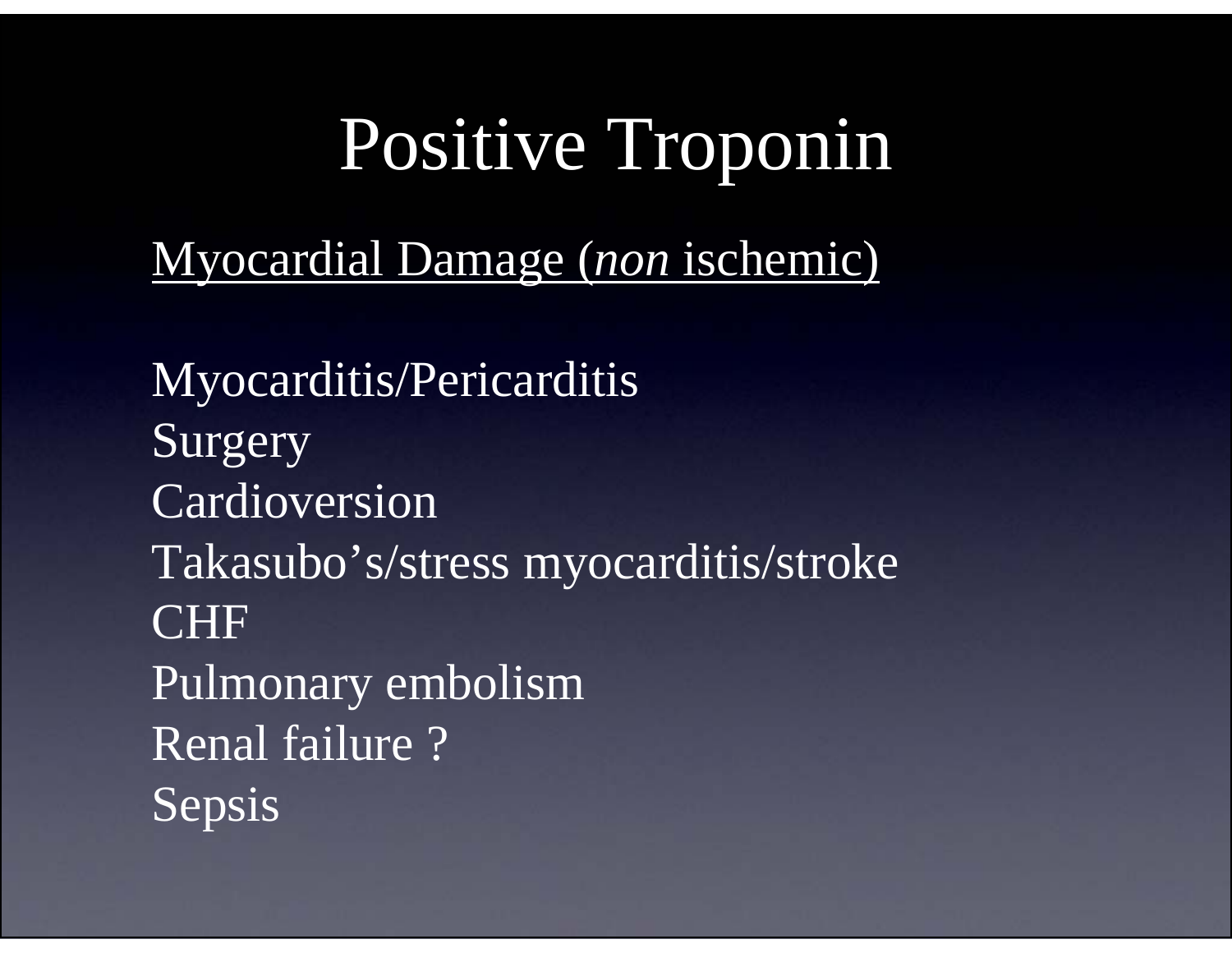# Positive Troponin

<u>Myocardial Damage (*non* ischemic)</u>

Myocarditis/Pericarditis
Surgery
Cardioversion
Takasubo's/stress myocarditis/stroke
CHF
Pulmonary embolism
Renal failure ?
Sepsis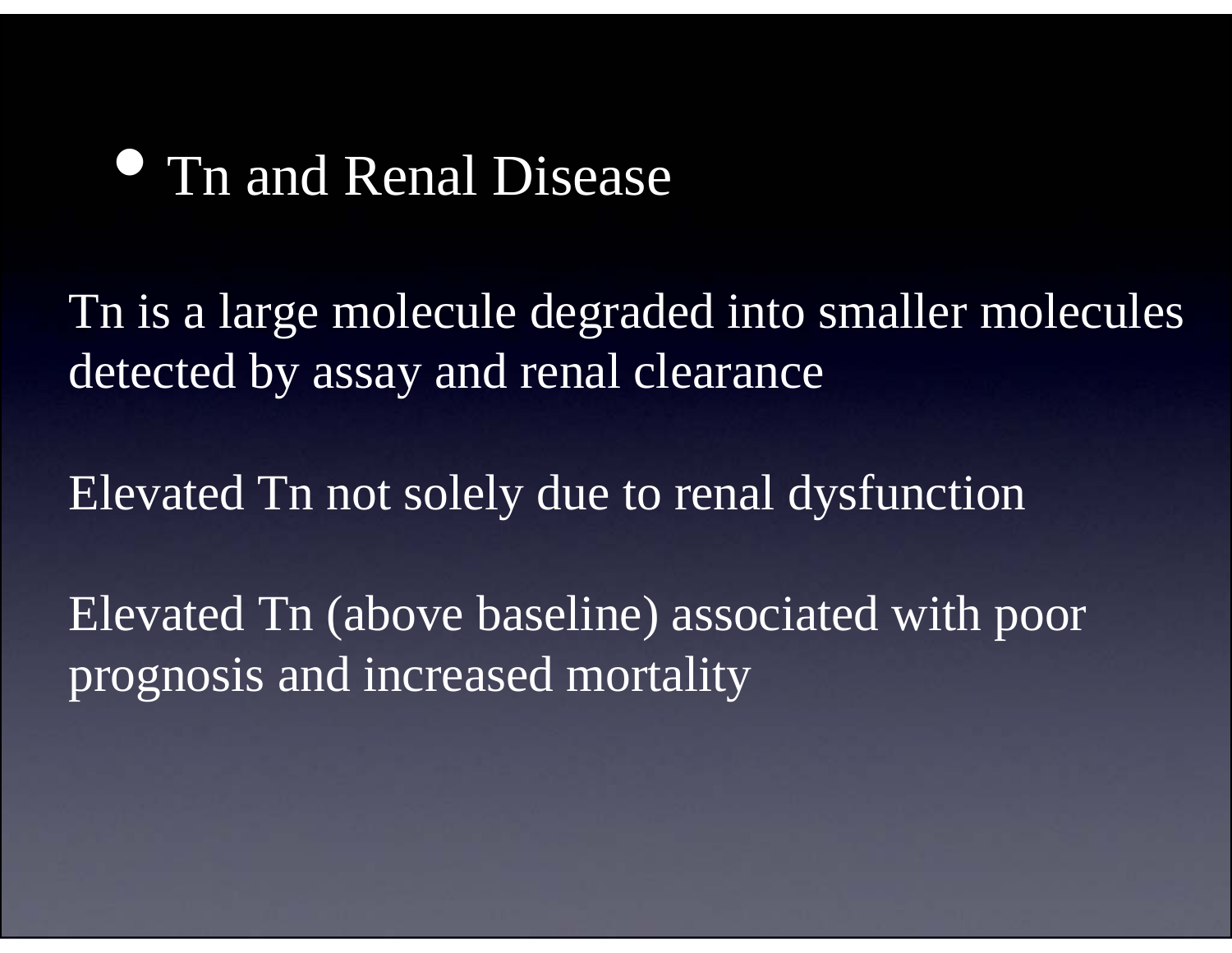- Tn and Renal Disease

Tn is a large molecule degraded into smaller molecules detected by assay and renal clearance

Elevated Tn not solely due to renal dysfunction

Elevated Tn (above baseline) associated with poor prognosis and increased mortality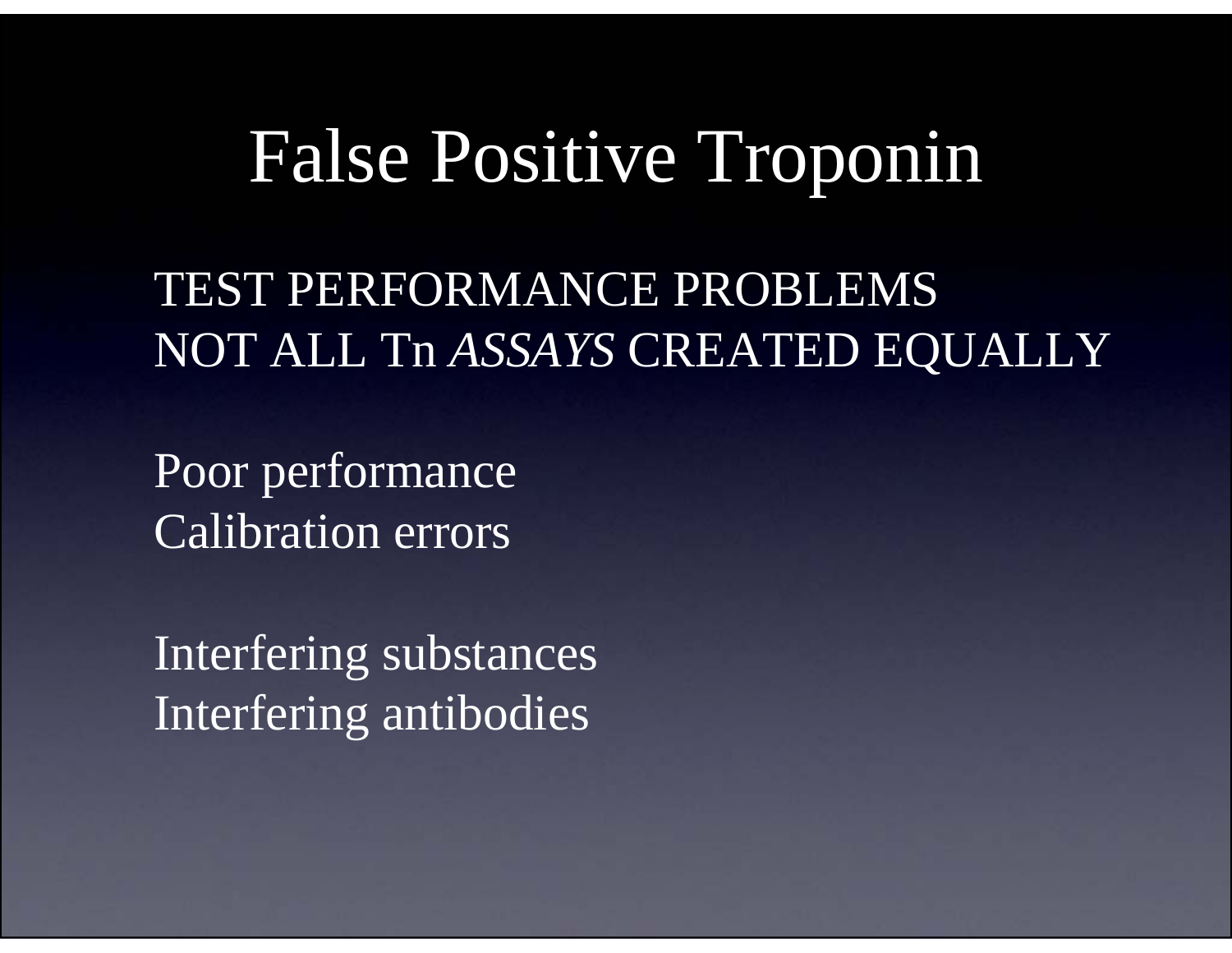# False Positive Troponin

TEST PERFORMANCE PROBLEMS
NOT ALL Tn *ASSAYS* CREATED EQUALLY

Poor performance
Calibration errors

Interfering substances
Interfering antibodies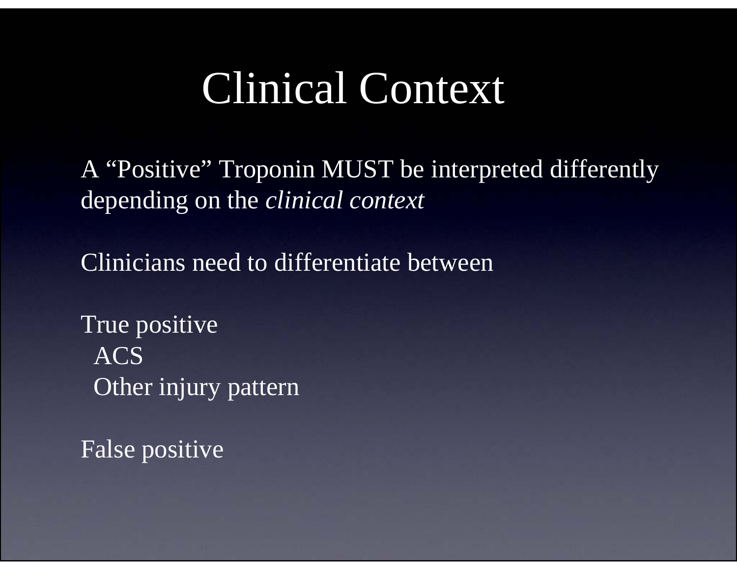# Clinical Context

A "Positive" Troponin MUST be interpreted differently depending on the *clinical context*

Clinicians need to differentiate between

True positive

- ACS
- Other injury pattern

False positive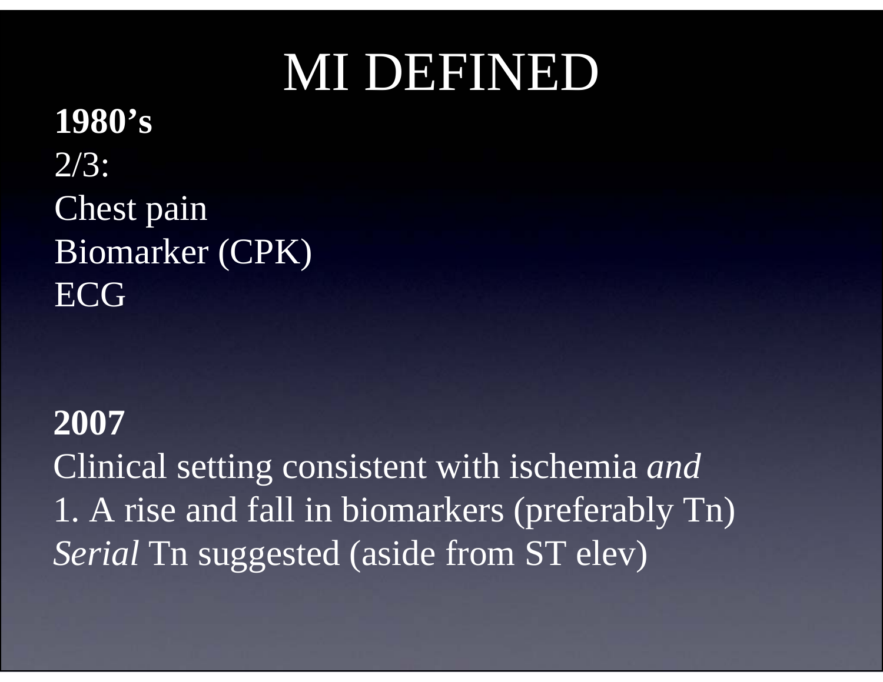# MI DEFINED

**1980's**

2/3:

Chest pain

Biomarker (CPK)

ECG

**2007**

Clinical setting consistent with ischemia *and*

1. A rise and fall in biomarkers (preferably Tn)

*Serial* Tn suggested (aside from ST elev)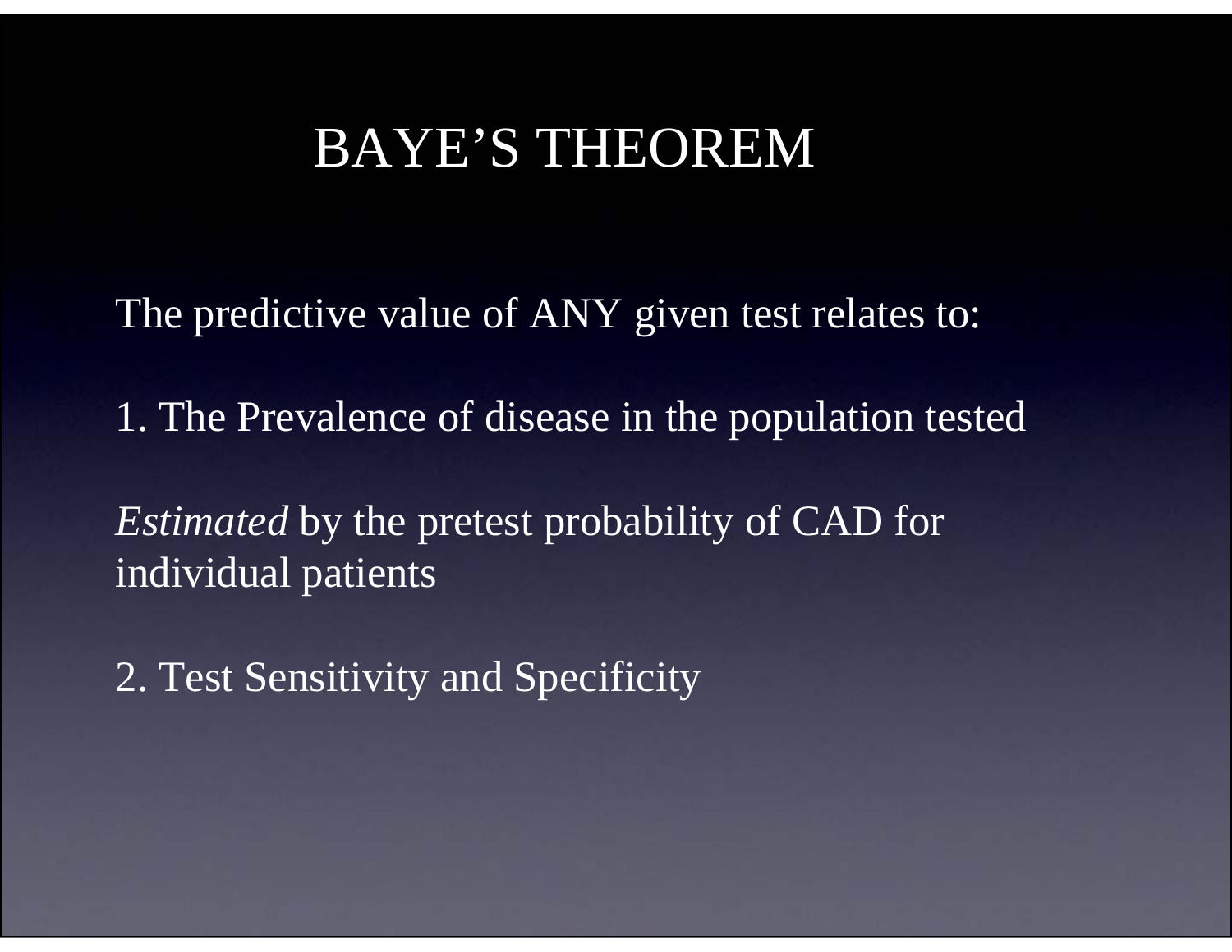# BAYE'S THEOREM

The predictive value of ANY given test relates to:

1. The Prevalence of disease in the population tested

*Estimated* by the pretest probability of CAD for individual patients

2. Test Sensitivity and Specificity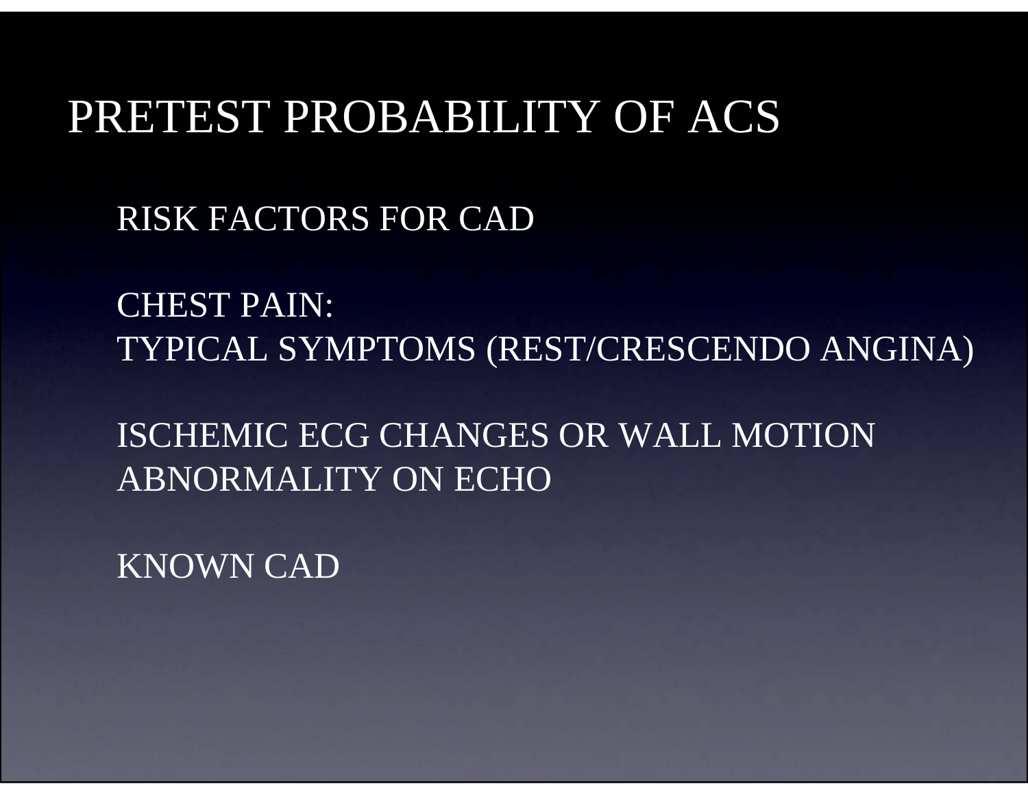# PRETEST PROBABILITY OF ACS

RISK FACTORS FOR CAD

CHEST PAIN:
TYPICAL SYMPTOMS (REST/CRESCENDO ANGINA)

ISCHEMIC ECG CHANGES OR WALL MOTION ABNORMALITY ON ECHO

KNOWN CAD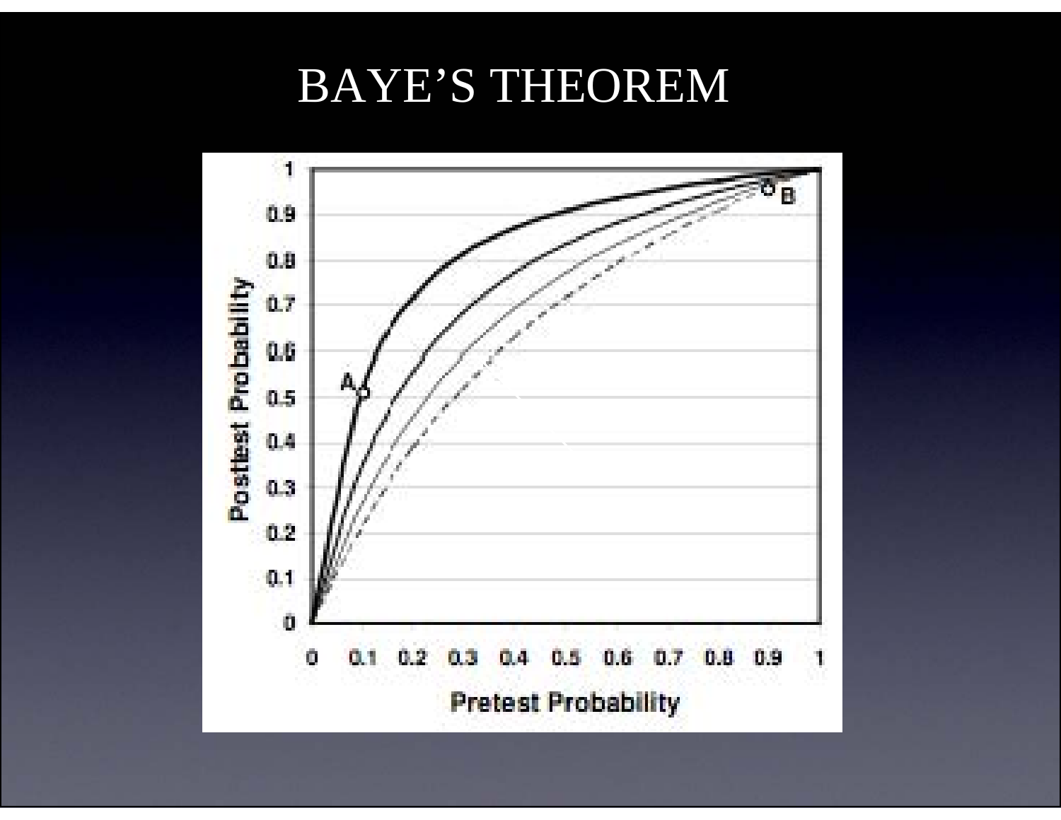# BAYE'S THEOREM

Posttest Probability

1
0.9
0.8
0.7
0.6
0.5
0.4
0.3
0.2
0.1
0

A

B

0 0.1 0.2 0.3 0.4 0.5 0.6 0.7 0.8 0.9 1

Pretest Probability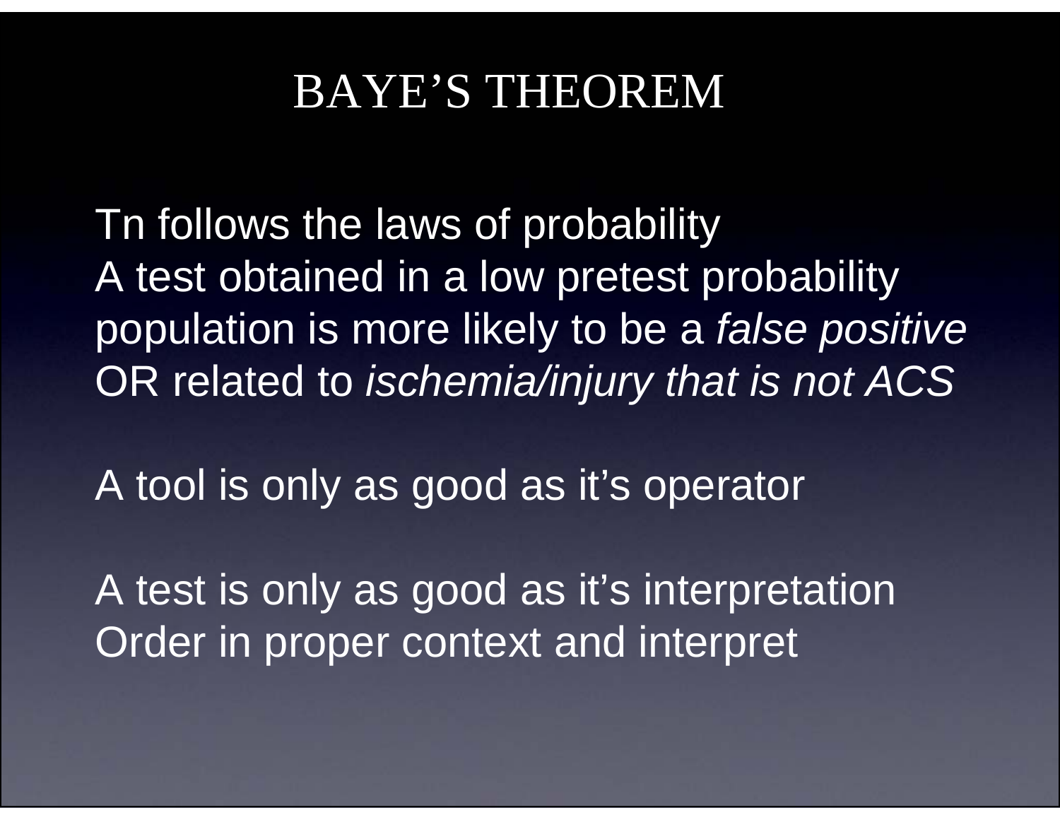# BAYE'S THEOREM

Tn follows the laws of probability
A test obtained in a low pretest probability population is more likely to be a *false positive* OR related to *ischemia/injury that is not ACS*

A tool is only as good as it's operator

A test is only as good as it's interpretation
Order in proper context and interpret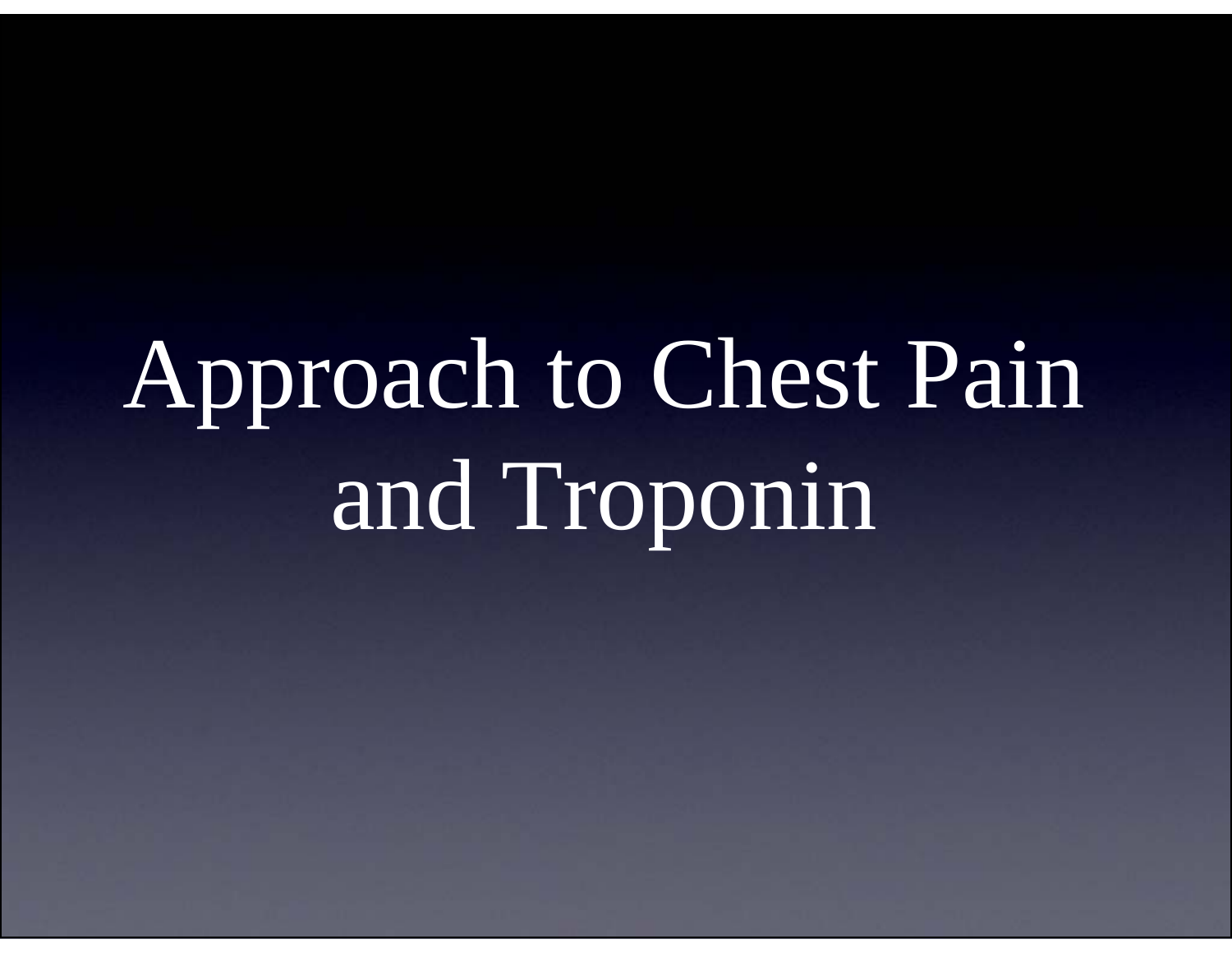# Approach to Chest Pain and Troponin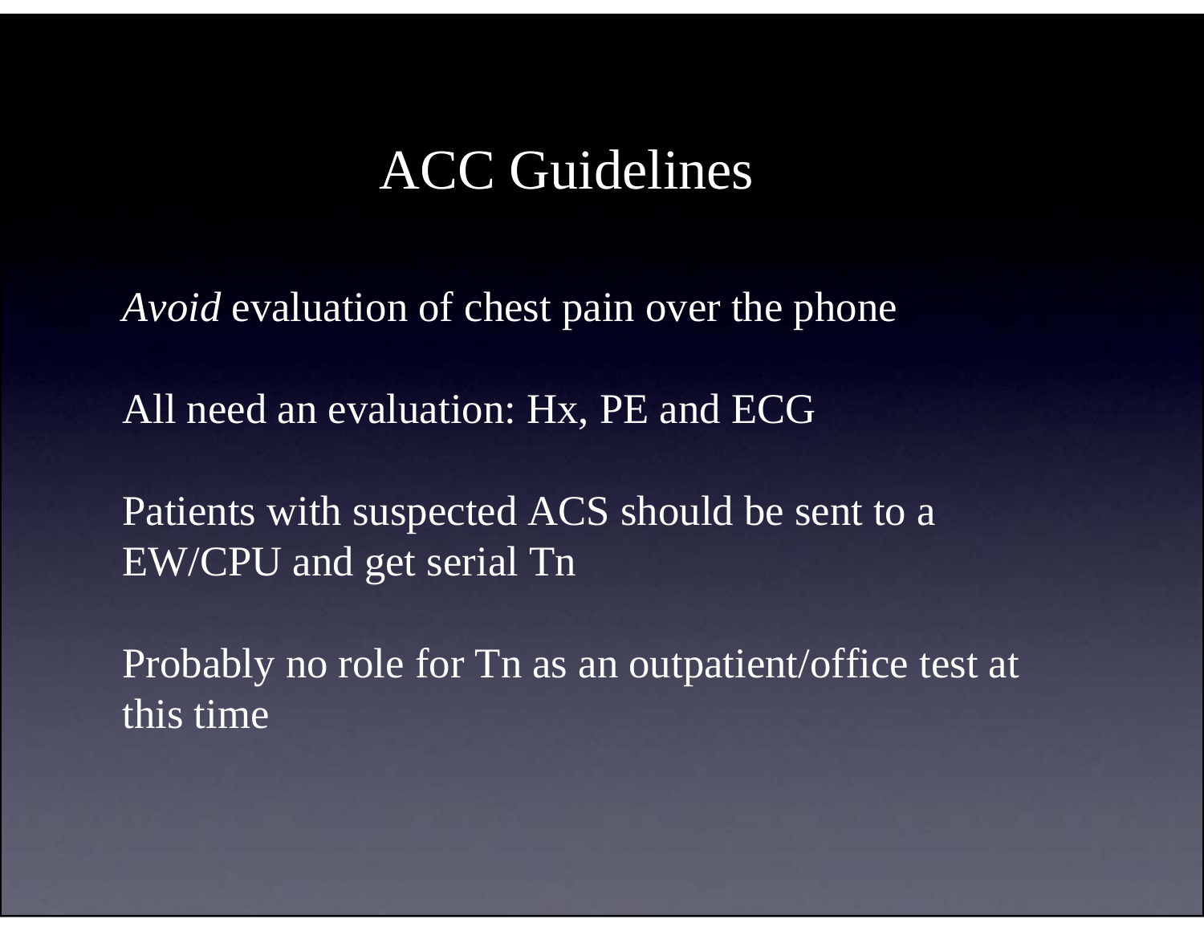# ACC Guidelines

*Avoid* evaluation of chest pain over the phone

All need an evaluation: Hx, PE and ECG

Patients with suspected ACS should be sent to a EW/CPU and get serial Tn

Probably no role for Tn as an outpatient/office test at this time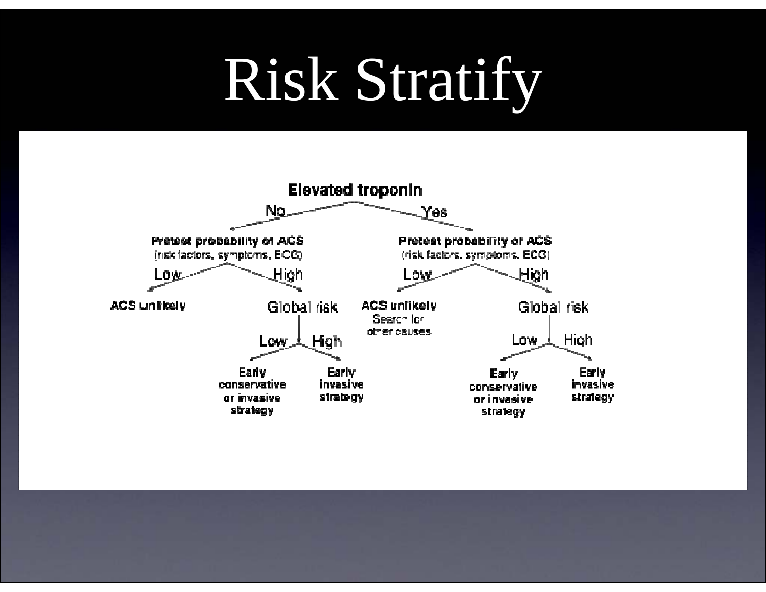# Risk Stratify

Elevated troponin

No

Yes

Pretest probability of ACS
(risk factors, symptoms, ECG)

Low

High

ACS unlikely

Global risk

Low

High

Early conservative or invasive strategy

Early invasive strategy

Pretest probability of ACS
(risk factors, symptoms, ECG)

Low

High

ACS unlikely
Search for other causes

Global risk

Low

High

Early conservative or invasive strategy

Early invasive strategy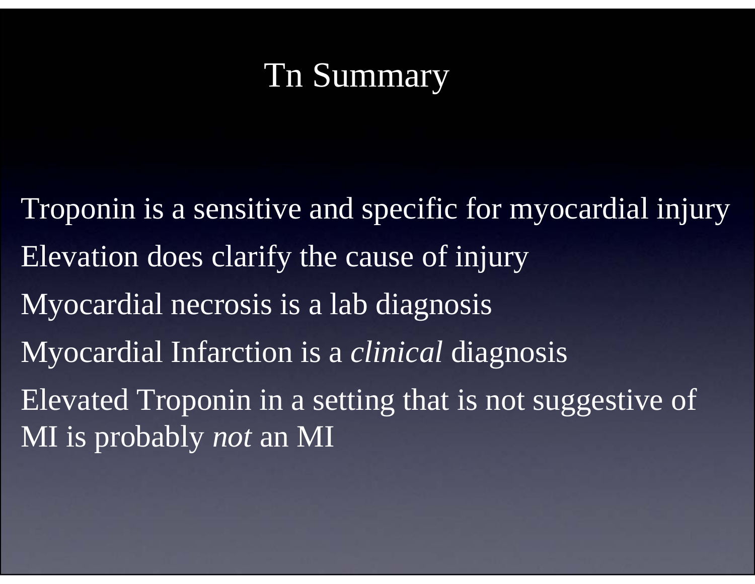# Tn Summary

Troponin is a sensitive and specific for myocardial injury

Elevation does clarify the cause of injury

Myocardial necrosis is a lab diagnosis

Myocardial Infarction is a *clinical* diagnosis

Elevated Troponin in a setting that is not suggestive of MI is probably *not* an MI